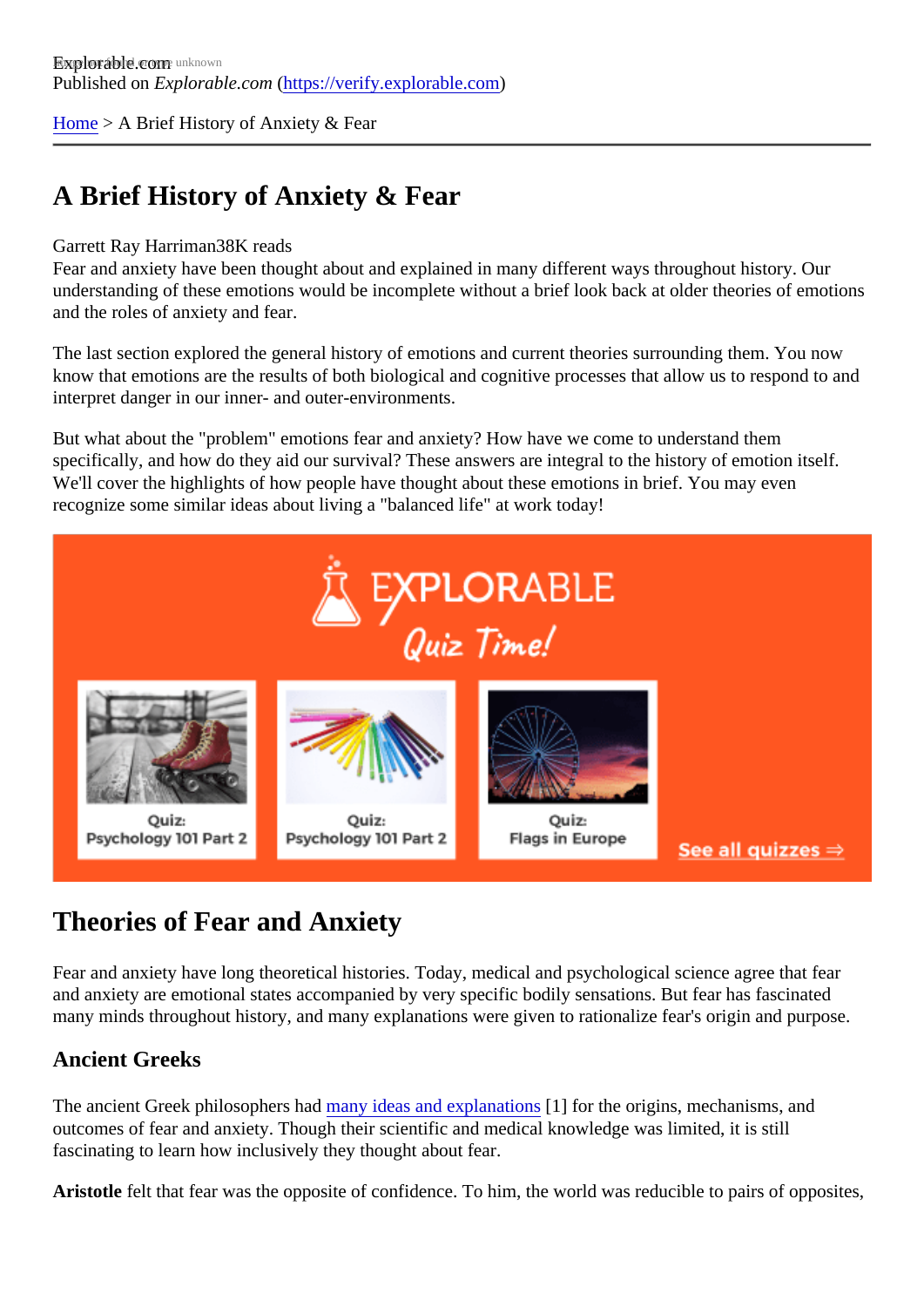Explorable.com
Published on *Explorable.com* (https://verify.explorable.com)

Home > A Brief History of Anxiety & Fear

# A Brief History of Anxiety & Fear

Garrett Ray Harriman38K reads

Fear and anxiety have been thought about and explained in many different ways throughout history. Our understanding of these emotions would be incomplete without a brief look back at older theories of emotions and the roles of anxiety and fear.

The last section explored the general history of emotions and current theories surrounding them. You now know that emotions are the results of both biological and cognitive processes that allow us to respond to and interpret danger in our inner- and outer-environments.

But what about the "problem" emotions fear and anxiety? How have we come to understand them specifically, and how do they aid our survival? These answers are integral to the history of emotion itself. We'll cover the highlights of how people have thought about these emotions in brief. You may even recognize some similar ideas about living a "balanced life" at work today!

## Theories of Fear and Anxiety

Fear and anxiety have long theoretical histories. Today, medical and psychological science agree that fear and anxiety are emotional states accompanied by very specific bodily sensations. But fear has fascinated many minds throughout history, and many explanations were given to rationalize fear's origin and purpose.

### Ancient Greeks

The ancient Greek philosophers had many ideas and explanations [1] for the origins, mechanisms, and outcomes of fear and anxiety. Though their scientific and medical knowledge was limited, it is still fascinating to learn how inclusively they thought about fear.

**Aristotle** felt that fear was the opposite of confidence. To him, the world was reducible to pairs of opposites,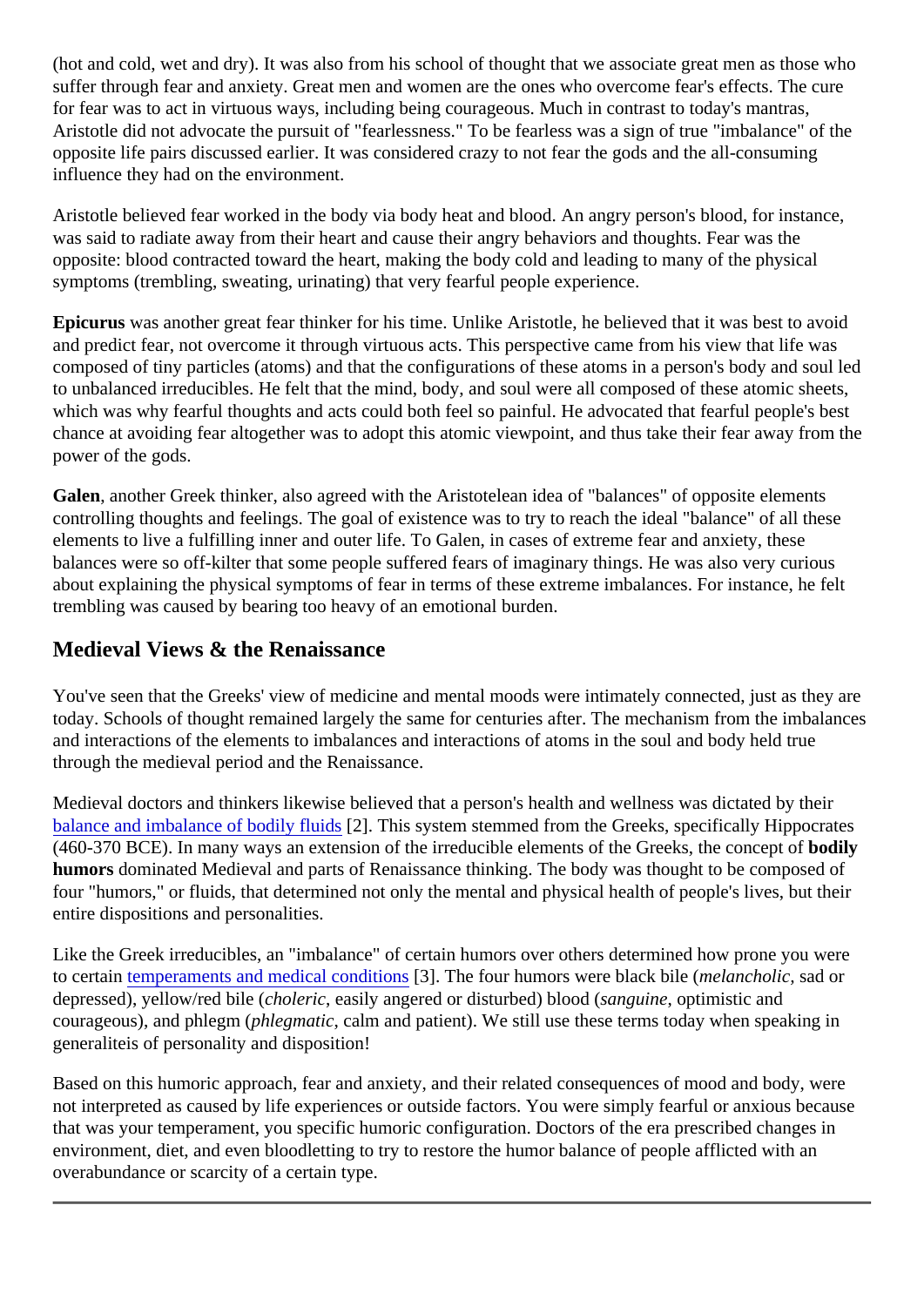(hot and cold, wet and dry). It was also from his school of thought that we associate great men as those who suffer through fear and anxiety. Great men and women are the ones who overcome fear's effects. The cure for fear was to act in virtuous ways, including being courageous. Much in contrast to today's mantras, Aristotle did not advocate the pursuit of "fearlessness." To be fearless was a sign of true "imbalance" of the opposite life pairs discussed earlier. It was considered crazy to not fear the gods and the all-consuming influence they had on the environment.

Aristotle believed fear worked in the body via body heat and blood. An angry person's blood, for instance, was said to radiate away from their heart and cause their angry behaviors and thoughts. Fear was the opposite: blood contracted toward the heart, making the body cold and leading to many of the physical symptoms (trembling, sweating, urinating) that very fearful people experience.

**Epicurus** was another great fear thinker for his time. Unlike Aristotle, he believed that it was best to avoid and predict fear, not overcome it through virtuous acts. This perspective came from his view that life was composed of tiny particles (atoms) and that the configurations of these atoms in a person's body and soul led to unbalanced irreducibles. He felt that the mind, body, and soul were all composed of these atomic sheets, which was why fearful thoughts and acts could both feel so painful. He advocated that fearful people's best chance at avoiding fear altogether was to adopt this atomic viewpoint, and thus take their fear away from the power of the gods.

**Galen**, another Greek thinker, also agreed with the Aristotelean idea of "balances" of opposite elements controlling thoughts and feelings. The goal of existence was to try to reach the ideal "balance" of all these elements to live a fulfilling inner and outer life. To Galen, in cases of extreme fear and anxiety, these balances were so off-kilter that some people suffered fears of imaginary things. He was also very curious about explaining the physical symptoms of fear in terms of these extreme imbalances. For instance, he felt trembling was caused by bearing too heavy of an emotional burden.

## Medieval Views & the Renaissance

You've seen that the Greeks' view of medicine and mental moods were intimately connected, just as they are today. Schools of thought remained largely the same for centuries after. The mechanism from the imbalances and interactions of the elements to imbalances and interactions of atoms in the soul and body held true through the medieval period and the Renaissance.

Medieval doctors and thinkers likewise believed that a person's health and wellness was dictated by their balance and imbalance of bodily fluids [2]. This system stemmed from the Greeks, specifically Hippocrates (460-370 BCE). In many ways an extension of the irreducible elements of the Greeks, the concept of **bodily humors** dominated Medieval and parts of Renaissance thinking. The body was thought to be composed of four "humors," or fluids, that determined not only the mental and physical health of people's lives, but their entire dispositions and personalities.

Like the Greek irreducibles, an "imbalance" of certain humors over others determined how prone you were to certain temperaments and medical conditions [3]. The four humors were black bile (*melancholic*, sad or depressed), yellow/red bile (*choleric*, easily angered or disturbed) blood (*sanguine*, optimistic and courageous), and phlegm (*phlegmatic*, calm and patient). We still use these terms today when speaking in generaliteis of personality and disposition!

Based on this humoric approach, fear and anxiety, and their related consequences of mood and body, were not interpreted as caused by life experiences or outside factors. You were simply fearful or anxious because that was your temperament, you specific humoric configuration. Doctors of the era prescribed changes in environment, diet, and even bloodletting to try to restore the humor balance of people afflicted with an overabundance or scarcity of a certain type.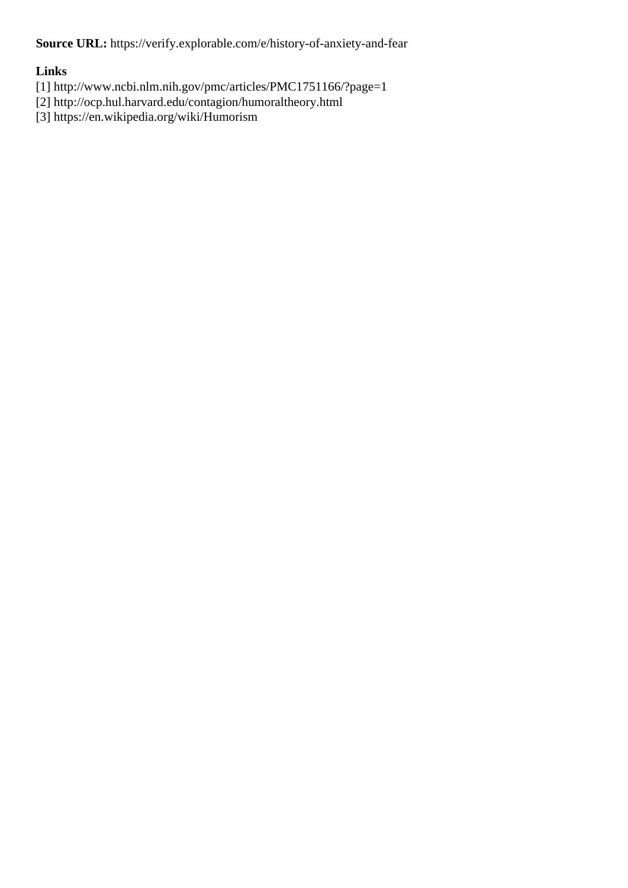**Source URL:** https://verify.explorable.com/e/history-of-anxiety-and-fear

**Links**

[1] http://www.ncbi.nlm.nih.gov/pmc/articles/PMC1751166/?page=1
[2] http://ocp.hul.harvard.edu/contagion/humoraltheory.html
[3] https://en.wikipedia.org/wiki/Humorism